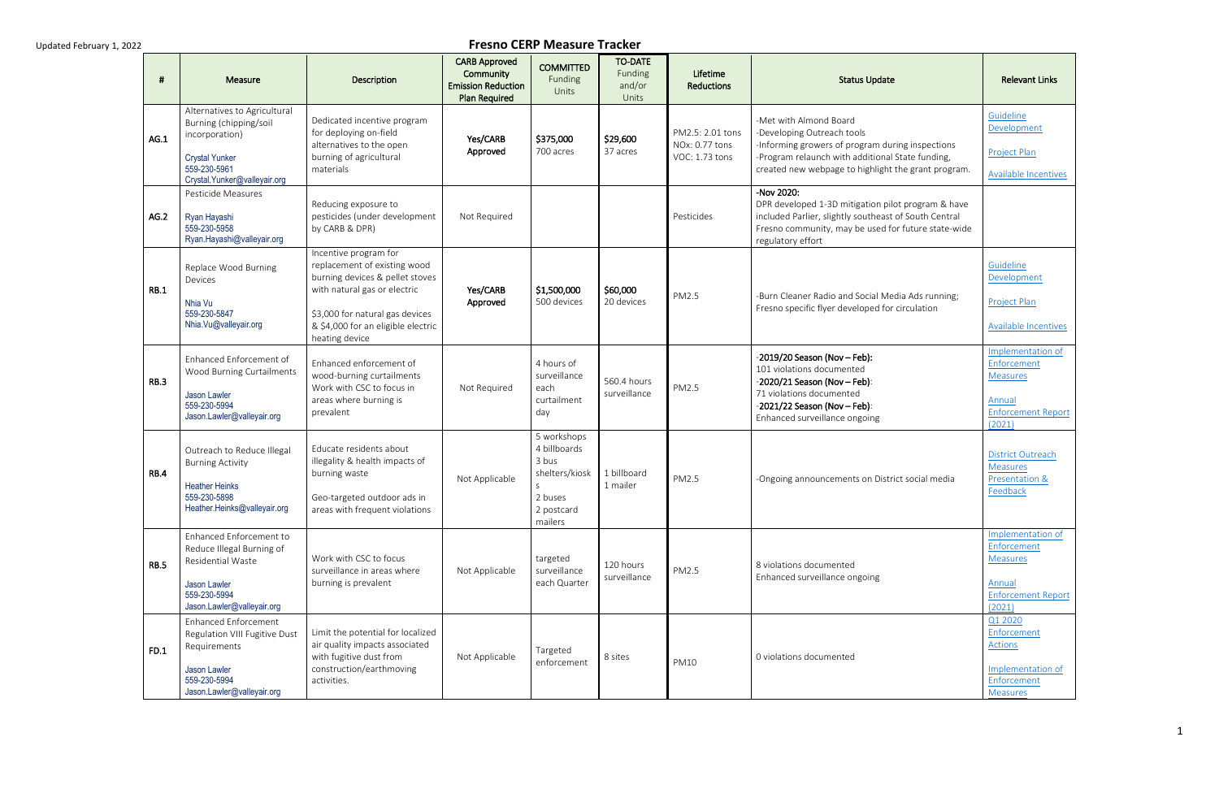Updated February 1, 2022

# Fresno CERP Measure Tracker

| # | Measure | Description | CARB Approved Community Emission Reduction Plan Required | COMMITTED Funding Units | TO-DATE Funding and/or Units | Lifetime Reductions | Status Update | Relevant Links |
|---|---|---|---|---|---|---|---|---|
| AG.1 | Alternatives to Agricultural Burning (chipping/soil incorporation)<br><br>Crystal Yunker<br>559-230-5961<br>Crystal.Yunker@valleyair.org | Dedicated incentive program for deploying on-field alternatives to the open burning of agricultural materials | Yes/CARB Approved | $375,000<br>700 acres | $29,600<br>37 acres | PM2.5: 2.01 tons<br>NOx: 0.77 tons<br>VOC: 1.73 tons | -Met with Almond Board<br>-Developing Outreach tools<br>-Informing growers of program during inspections<br>-Program relaunch with additional State funding, created new webpage to highlight the grant program. | Guideline Development<br><br>Project Plan<br><br>Available Incentives |
| AG.2 | Pesticide Measures<br><br>Ryan Hayashi<br>559-230-5958<br>Ryan.Hayashi@valleyair.org | Reducing exposure to pesticides (under development by CARB & DPR) | Not Required | | | Pesticides | -Nov 2020:<br>DPR developed 1-3D mitigation pilot program & have included Parlier, slightly southeast of South Central Fresno community, may be used for future state-wide regulatory effort | |
| RB.1 | Replace Wood Burning Devices<br><br>Nhia Vu<br>559-230-5847<br>Nhia.Vu@valleyair.org | Incentive program for replacement of existing wood burning devices & pellet stoves with natural gas or electric<br><br>$3,000 for natural gas devices & $4,000 for an eligible electric heating device | Yes/CARB Approved | $1,500,000<br>500 devices | $60,000<br>20 devices | PM2.5 | -Burn Cleaner Radio and Social Media Ads running; Fresno specific flyer developed for circulation | Guideline Development<br><br>Project Plan<br><br>Available Incentives |
| RB.3 | Enhanced Enforcement of Wood Burning Curtailments<br><br>Jason Lawler<br>559-230-5994<br>Jason.Lawler@valleyair.org | Enhanced enforcement of wood-burning curtailments Work with CSC to focus in areas where burning is prevalent | Not Required | 4 hours of surveillance each curtailment day | 560.4 hours surveillance | PM2.5 | -2019/20 Season (Nov – Feb):<br>101 violations documented<br>-2020/21 Season (Nov – Feb):<br>71 violations documented<br>-2021/22 Season (Nov – Feb):<br>Enhanced surveillance ongoing | Implementation of Enforcement Measures<br><br>Annual Enforcement Report (2021) |
| RB.4 | Outreach to Reduce Illegal Burning Activity<br><br>Heather Heinks<br>559-230-5898<br>Heather.Heinks@valleyair.org | Educate residents about illegality & health impacts of burning waste<br><br>Geo-targeted outdoor ads in areas with frequent violations | Not Applicable | 5 workshops<br>4 billboards<br>3 bus shelters/kiosks<br>2 buses<br>2 postcard mailers | 1 billboard<br>1 mailer | PM2.5 | -Ongoing announcements on District social media | District Outreach Measures Presentation & Feedback |
| RB.5 | Enhanced Enforcement to Reduce Illegal Burning of Residential Waste<br><br>Jason Lawler<br>559-230-5994<br>Jason.Lawler@valleyair.org | Work with CSC to focus surveillance in areas where burning is prevalent | Not Applicable | targeted surveillance each Quarter | 120 hours surveillance | PM2.5 | 8 violations documented<br>Enhanced surveillance ongoing | Implementation of Enforcement Measures<br><br>Annual Enforcement Report (2021) |
| FD.1 | Enhanced Enforcement Regulation VIII Fugitive Dust Requirements<br><br>Jason Lawler<br>559-230-5994<br>Jason.Lawler@valleyair.org | Limit the potential for localized air quality impacts associated with fugitive dust from construction/earthmoving activities. | Not Applicable | Targeted enforcement | 8 sites | PM10 | 0 violations documented | Q1 2020 Enforcement Actions<br><br>Implementation of Enforcement Measures |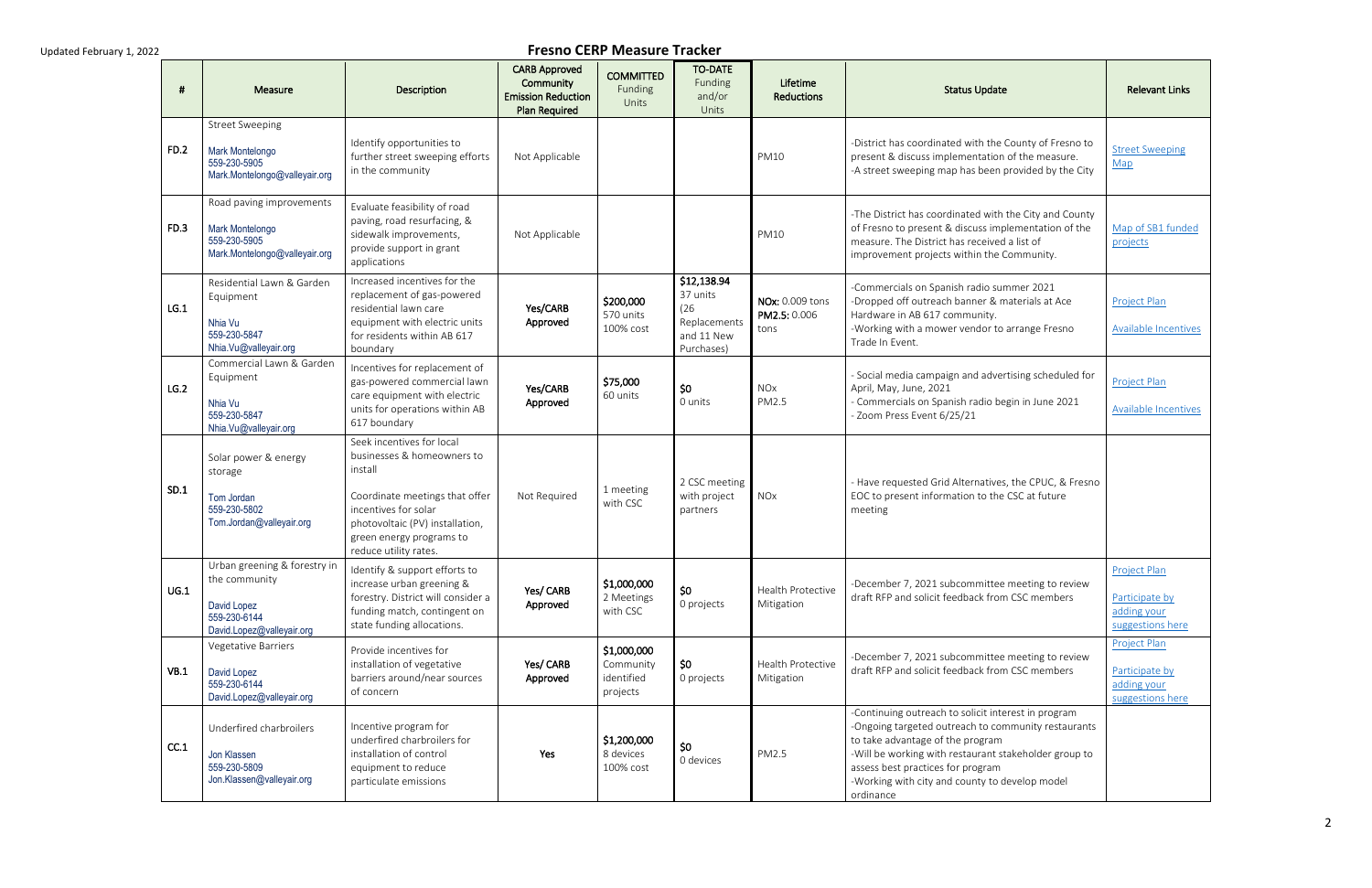Updated February 1, 2022

# Fresno CERP Measure Tracker

| # | Measure | Description | CARB Approved Community Emission Reduction Plan Required | COMMITTED Funding Units | TO-DATE Funding and/or Units | Lifetime Reductions | Status Update | Relevant Links |
|---|---|---|---|---|---|---|---|---|
| FD.2 | Street Sweeping<br><br>Mark Montelongo<br>559-230-5905<br>Mark.Montelongo@valleyair.org | Identify opportunities to further street sweeping efforts in the community | Not Applicable | | | PM10 | -District has coordinated with the County of Fresno to present & discuss implementation of the measure.<br>-A street sweeping map has been provided by the City | Street Sweeping Map |
| FD.3 | Road paving improvements<br><br>Mark Montelongo<br>559-230-5905<br>Mark.Montelongo@valleyair.org | Evaluate feasibility of road paving, road resurfacing, & sidewalk improvements, provide support in grant applications | Not Applicable | | | PM10 | -The District has coordinated with the City and County of Fresno to present & discuss implementation of the measure. The District has received a list of improvement projects within the Community. | Map of SB1 funded projects |
| LG.1 | Residential Lawn & Garden Equipment<br><br>Nhia Vu<br>559-230-5847<br>Nhia.Vu@valleyair.org | Increased incentives for the replacement of gas-powered residential lawn care equipment with electric units for residents within AB 617 boundary | **Yes/CARB Approved** | **$200,000**<br>570 units<br>100% cost | **$12,138.94**<br>37 units<br>(26 Replacements and 11 New Purchases) | **NOx:** 0.009 tons<br>**PM2.5:** 0.006 tons | -Commercials on Spanish radio summer 2021<br>-Dropped off outreach banner & materials at Ace Hardware in AB 617 community.<br>-Working with a mower vendor to arrange Fresno Trade In Event. | Project Plan<br><br>Available Incentives |
| LG.2 | Commercial Lawn & Garden Equipment<br><br>Nhia Vu<br>559-230-5847<br>Nhia.Vu@valleyair.org | Incentives for replacement of gas-powered commercial lawn care equipment with electric units for operations within AB 617 boundary | **Yes/CARB Approved** | **$75,000**<br>60 units | **$0**<br>0 units | NOx<br>PM2.5 | - Social media campaign and advertising scheduled for April, May, June, 2021<br>- Commercials on Spanish radio begin in June 2021<br>- Zoom Press Event 6/25/21 | Project Plan<br><br>Available Incentives |
| SD.1 | Solar power & energy storage<br><br>Tom Jordan<br>559-230-5802<br>Tom.Jordan@valleyair.org | Seek incentives for local businesses & homeowners to install<br><br>Coordinate meetings that offer incentives for solar photovoltaic (PV) installation, green energy programs to reduce utility rates. | Not Required | 1 meeting with CSC | 2 CSC meeting with project partners | NOx | - Have requested Grid Alternatives, the CPUC, & Fresno EOC to present information to the CSC at future meeting | |
| UG.1 | Urban greening & forestry in the community<br><br>David Lopez<br>559-230-6144<br>David.Lopez@valleyair.org | Identify & support efforts to increase urban greening & forestry. District will consider a funding match, contingent on state funding allocations. | **Yes/ CARB Approved** | **$1,000,000**<br>2 Meetings with CSC | **$0**<br>0 projects | Health Protective Mitigation | -December 7, 2021 subcommittee meeting to review draft RFP and solicit feedback from CSC members | Project Plan<br><br>Participate by adding your suggestions here |
| VB.1 | Vegetative Barriers<br><br>David Lopez<br>559-230-6144<br>David.Lopez@valleyair.org | Provide incentives for installation of vegetative barriers around/near sources of concern | **Yes/ CARB Approved** | **$1,000,000**<br>Community identified projects | **$0**<br>0 projects | Health Protective Mitigation | -December 7, 2021 subcommittee meeting to review draft RFP and solicit feedback from CSC members | Project Plan<br><br>Participate by adding your suggestions here |
| CC.1 | Underfired charbroilers<br><br>Jon Klassen<br>559-230-5809<br>Jon.Klassen@valleyair.org | Incentive program for underfired charbroilers for installation of control equipment to reduce particulate emissions | **Yes** | **$1,200,000**<br>8 devices<br>100% cost | **$0**<br>0 devices | PM2.5 | -Continuing outreach to solicit interest in program<br>-Ongoing targeted outreach to community restaurants to take advantage of the program<br>-Will be working with restaurant stakeholder group to assess best practices for program<br>-Working with city and county to develop model ordinance | |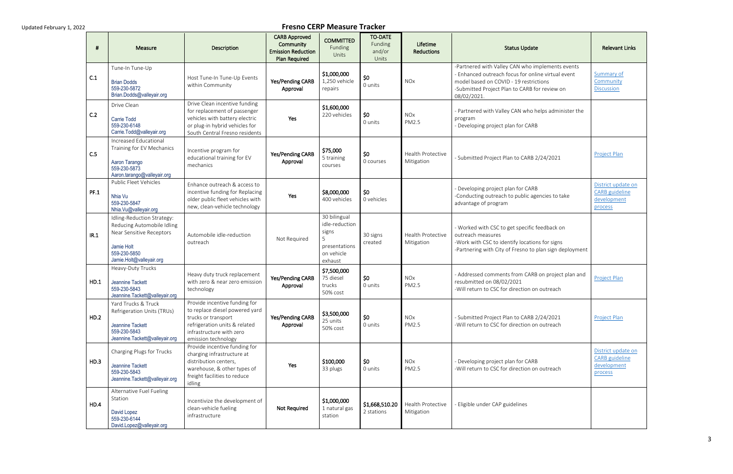Updated February 1, 2022

# Fresno CERP Measure Tracker

| # | Measure | Description | CARB Approved Community Emission Reduction Plan Required | COMMITTED Funding Units | TO-DATE Funding and/or Units | Lifetime Reductions | Status Update | Relevant Links |
|---|---|---|---|---|---|---|---|---|
| C.1 | Tune-In Tune-Up<br>Brian Dodds<br>559-230-5872<br>Brian.Dodds@valleyair.org | Host Tune-In Tune-Up Events within Community | Yes/Pending CARB Approval | $1,000,000<br>1,250 vehicle repairs | $0<br>0 units | NOx | -Partnered with Valley CAN who implements events<br>- Enhanced outreach focus for online virtual event model based on COVID - 19 restrictions<br>-Submitted Project Plan to CARB for review on 08/02/2021. | Summary of Community Discussion |
| C.2 | Drive Clean<br>Carrie Todd<br>559-230-6148<br>Carrie.Todd@valleyair.org | Drive Clean incentive funding for replacement of passenger vehicles with battery electric or plug-in hybrid vehicles for South Central Fresno residents | Yes | $1,600,000<br>220 vehicles | $0<br>0 units | NOx<br>PM2.5 | - Partnered with Valley CAN who helps administer the program<br>- Developing project plan for CARB | |
| C.5 | Increased Educational Training for EV Mechanics<br>Aaron Tarango<br>559-230-5873<br>Aaron.tarango@valleyair.org | Incentive program for educational training for EV mechanics | Yes/Pending CARB Approval | $75,000<br>5 training courses | $0<br>0 courses | Health Protective Mitigation | - Submitted Project Plan to CARB 2/24/2021 | Project Plan |
| PF.1 | Public Fleet Vehicles<br>Nhia Vu<br>559-230-5847<br>Nhia.Vu@valleyair.org | Enhance outreach & access to incentive funding for Replacing older public fleet vehicles with new, clean-vehicle technology | Yes | $8,000,000<br>400 vehicles | $0<br>0 vehicles | | - Developing project plan for CARB<br>-Conducting outreach to public agencies to take advantage of program | District update on CARB guideline development process |
| IR.1 | Idling-Reduction Strategy: Reducing Automobile Idling Near Sensitive Receptors<br>Jamie Holt<br>559-230-5850<br>Jamie.Holt@valleyair.org | Automobile idle-reduction outreach | Not Required | 30 bilingual idle-reduction signs<br>5 presentations on vehicle exhaust | 30 signs created | Health Protective Mitigation | - Worked with CSC to get specific feedback on outreach measures<br>-Work with CSC to identify locations for signs<br>-Partnering with City of Fresno to plan sign deployment | |
| HD.1 | Heavy-Duty Trucks<br>Jeannine Tackett<br>559-230-5843<br>Jeannine.Tackett@valleyair.org | Heavy duty truck replacement with zero & near zero emission technology | Yes/Pending CARB Approval | $7,500,000<br>75 diesel trucks<br>50% cost | $0<br>0 units | NOx<br>PM2.5 | - Addressed comments from CARB on project plan and resubmitted on 08/02/2021<br>-Will return to CSC for direction on outreach | Project Plan |
| HD.2 | Yard Trucks & Truck Refrigeration Units (TRUs)<br>Jeannine Tackett<br>559-230-5843<br>Jeannine.Tackett@valleyair.org | Provide incentive funding for to replace diesel powered yard trucks or transport refrigeration units & related infrastructure with zero emission technology | Yes/Pending CARB Approval | $3,500,000<br>25 units<br>50% cost | $0<br>0 units | NOx<br>PM2.5 | - Submitted Project Plan to CARB 2/24/2021<br>-Will return to CSC for direction on outreach | Project Plan |
| HD.3 | Charging Plugs for Trucks<br>Jeannine Tackett<br>559-230-5843<br>Jeannine.Tackett@valleyair.org | Provide incentive funding for charging infrastructure at distribution centers, warehouse, & other types of freight facilities to reduce idling | Yes | $100,000<br>33 plugs | $0<br>0 units | NOx<br>PM2.5 | - Developing project plan for CARB<br>-Will return to CSC for direction on outreach | District update on CARB guideline development process |
| HD.4 | Alternative Fuel Fueling Station<br>David Lopez<br>559-230-6144<br>David.Lopez@valleyair.org | Incentivize the development of clean-vehicle fueling infrastructure | Not Required | $1,000,000<br>1 natural gas station | $1,668,510.20<br>2 stations | Health Protective Mitigation | - Eligible under CAP guidelines | |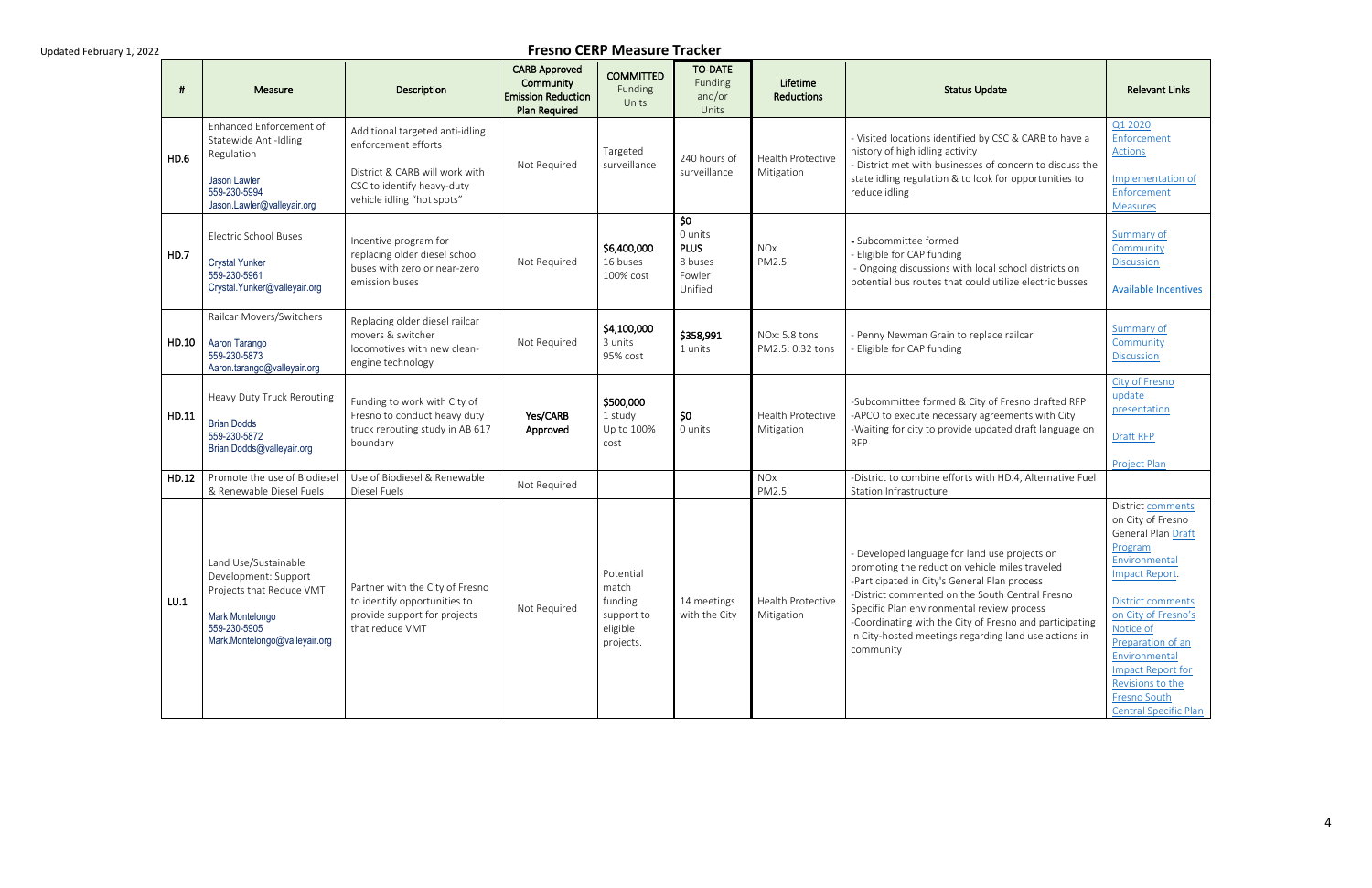Updated February 1, 2022

## Fresno CERP Measure Tracker

| # | Measure | Description | CARB Approved Community Emission Reduction Plan Required | COMMITTED Funding Units | TO-DATE Funding and/or Units | Lifetime Reductions | Status Update | Relevant Links |
|---|---|---|---|---|---|---|---|---|
| HD.6 | Enhanced Enforcement of Statewide Anti-Idling Regulation<br><br>Jason Lawler<br>559-230-5994<br>Jason.Lawler@valleyair.org | Additional targeted anti-idling enforcement efforts<br><br>District & CARB will work with CSC to identify heavy-duty vehicle idling "hot spots" | Not Required | Targeted surveillance | 240 hours of surveillance | Health Protective Mitigation | - Visited locations identified by CSC & CARB to have a history of high idling activity<br>- District met with businesses of concern to discuss the state idling regulation & to look for opportunities to reduce idling | Q1 2020 Enforcement Actions<br><br>Implementation of Enforcement Measures |
| HD.7 | Electric School Buses<br><br>Crystal Yunker<br>559-230-5961<br>Crystal.Yunker@valleyair.org | Incentive program for replacing older diesel school buses with zero or near-zero emission buses | Not Required | **$6,400,000**<br>16 buses<br>100% cost | **$0**<br>0 units<br>**PLUS**<br>8 buses<br>Fowler Unified | NOx<br>PM2.5 | - Subcommittee formed<br>- Eligible for CAP funding<br>- Ongoing discussions with local school districts on potential bus routes that could utilize electric busses | Summary of Community Discussion<br><br>Available Incentives |
| HD.10 | Railcar Movers/Switchers<br><br>Aaron Tarango<br>559-230-5873<br>Aaron.tarango@valleyair.org | Replacing older diesel railcar movers & switcher locomotives with new clean-engine technology | Not Required | **$4,100,000**<br>3 units<br>95% cost | **$358,991**<br>1 units | NOx: 5.8 tons<br>PM2.5: 0.32 tons | - Penny Newman Grain to replace railcar<br>- Eligible for CAP funding | Summary of Community Discussion |
| HD.11 | Heavy Duty Truck Rerouting<br><br>Brian Dodds<br>559-230-5872<br>Brian.Dodds@valleyair.org | Funding to work with City of Fresno to conduct heavy duty truck rerouting study in AB 617 boundary | **Yes/CARB Approved** | **$500,000**<br>1 study<br>Up to 100% cost | **$0**<br>0 units | Health Protective Mitigation | -Subcommittee formed & City of Fresno drafted RFP<br>-APCO to execute necessary agreements with City<br>-Waiting for city to provide updated draft language on RFP | City of Fresno update presentation<br><br>Draft RFP<br><br>Project Plan |
| HD.12 | Promote the use of Biodiesel & Renewable Diesel Fuels | Use of Biodiesel & Renewable Diesel Fuels | Not Required | | | NOx<br>PM2.5 | -District to combine efforts with HD.4, Alternative Fuel Station Infrastructure | |
| LU.1 | Land Use/Sustainable Development: Support Projects that Reduce VMT<br><br>Mark Montelongo<br>559-230-5905<br>Mark.Montelongo@valleyair.org | Partner with the City of Fresno to identify opportunities to provide support for projects that reduce VMT | Not Required | Potential match funding support to eligible projects. | 14 meetings with the City | Health Protective Mitigation | - Developed language for land use projects on promoting the reduction vehicle miles traveled<br>-Participated in City's General Plan process<br>-District commented on the South Central Fresno Specific Plan environmental review process<br>-Coordinating with the City of Fresno and participating in City-hosted meetings regarding land use actions in community | District comments on City of Fresno General Plan Draft Program Environmental Impact Report.<br><br>District comments on City of Fresno's Notice of Preparation of an Environmental Impact Report for Revisions to the Fresno South Central Specific Plan |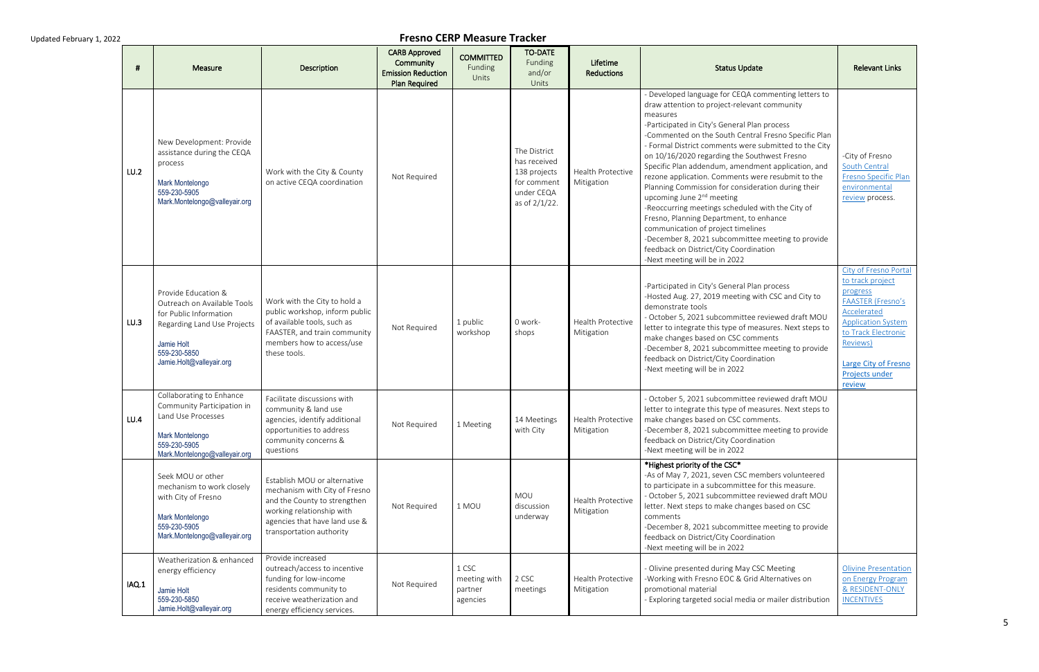Updated February 1, 2022

# Fresno CERP Measure Tracker

| # | Measure | Description | CARB Approved Community Emission Reduction Plan Required | COMMITTED Funding Units | TO-DATE Funding and/or Units | Lifetime Reductions | Status Update | Relevant Links |
|---|---|---|---|---|---|---|---|---|
| LU.2 | New Development: Provide assistance during the CEQA process<br>Mark Montelongo<br>559-230-5905<br>Mark.Montelongo@valleyair.org | Work with the City & County on active CEQA coordination | Not Required | | The District has received 138 projects for comment under CEQA as of 2/1/22. | Health Protective Mitigation | - Developed language for CEQA commenting letters to draw attention to project-relevant community measures<br>-Participated in City's General Plan process<br>-Commented on the South Central Fresno Specific Plan<br>- Formal District comments were submitted to the City on 10/16/2020 regarding the Southwest Fresno Specific Plan addendum, amendment application, and rezone application. Comments were resubmit to the Planning Commission for consideration during their upcoming June 2nd meeting<br>-Reoccurring meetings scheduled with the City of Fresno, Planning Department, to enhance communication of project timelines<br>-December 8, 2021 subcommittee meeting to provide feedback on District/City Coordination<br>-Next meeting will be in 2022 | -City of Fresno South Central Fresno Specific Plan environmental review process. |
| LU.3 | Provide Education & Outreach on Available Tools for Public Information Regarding Land Use Projects<br>Jamie Holt<br>559-230-5850<br>Jamie.Holt@valleyair.org | Work with the City to hold a public workshop, inform public of available tools, such as FAASTER, and train community members how to access/use these tools. | Not Required | 1 public workshop | 0 work-shops | Health Protective Mitigation | -Participated in City's General Plan process<br>-Hosted Aug. 27, 2019 meeting with CSC and City to demonstrate tools<br>- October 5, 2021 subcommittee reviewed draft MOU letter to integrate this type of measures. Next steps to make changes based on CSC comments<br>-December 8, 2021 subcommittee meeting to provide feedback on District/City Coordination<br>-Next meeting will be in 2022 | City of Fresno Portal to track project progress<br>FAASTER (Fresno's Accelerated Application System to Track Electronic Reviews)<br>Large City of Fresno Projects under review |
| LU.4 | Collaborating to Enhance Community Participation in Land Use Processes<br>Mark Montelongo<br>559-230-5905<br>Mark.Montelongo@valleyair.org | Facilitate discussions with community & land use agencies, identify additional opportunities to address community concerns & questions | Not Required | 1 Meeting | 14 Meetings with City | Health Protective Mitigation | - October 5, 2021 subcommittee reviewed draft MOU letter to integrate this type of measures. Next steps to make changes based on CSC comments.<br>-December 8, 2021 subcommittee meeting to provide feedback on District/City Coordination<br>-Next meeting will be in 2022 | |
| | Seek MOU or other mechanism to work closely with City of Fresno<br>Mark Montelongo<br>559-230-5905<br>Mark.Montelongo@valleyair.org | Establish MOU or alternative mechanism with City of Fresno and the County to strengthen working relationship with agencies that have land use & transportation authority | Not Required | 1 MOU | MOU discussion underway | Health Protective Mitigation | **\*Highest priority of the CSC\***<br>-As of May 7, 2021, seven CSC members volunteered to participate in a subcommittee for this measure.<br>- October 5, 2021 subcommittee reviewed draft MOU letter. Next steps to make changes based on CSC comments<br>-December 8, 2021 subcommittee meeting to provide feedback on District/City Coordination<br>-Next meeting will be in 2022 | |
| IAQ.1 | Weatherization & enhanced energy efficiency<br>Jamie Holt<br>559-230-5850<br>Jamie.Holt@valleyair.org | Provide increased outreach/access to incentive funding for low-income residents community to receive weatherization and energy efficiency services. | Not Required | 1 CSC meeting with partner agencies | 2 CSC meetings | Health Protective Mitigation | - Olivine presented during May CSC Meeting<br>-Working with Fresno EOC & Grid Alternatives on promotional material<br>- Exploring targeted social media or mailer distribution | Olivine Presentation on Energy Program & RESIDENT-ONLY INCENTIVES |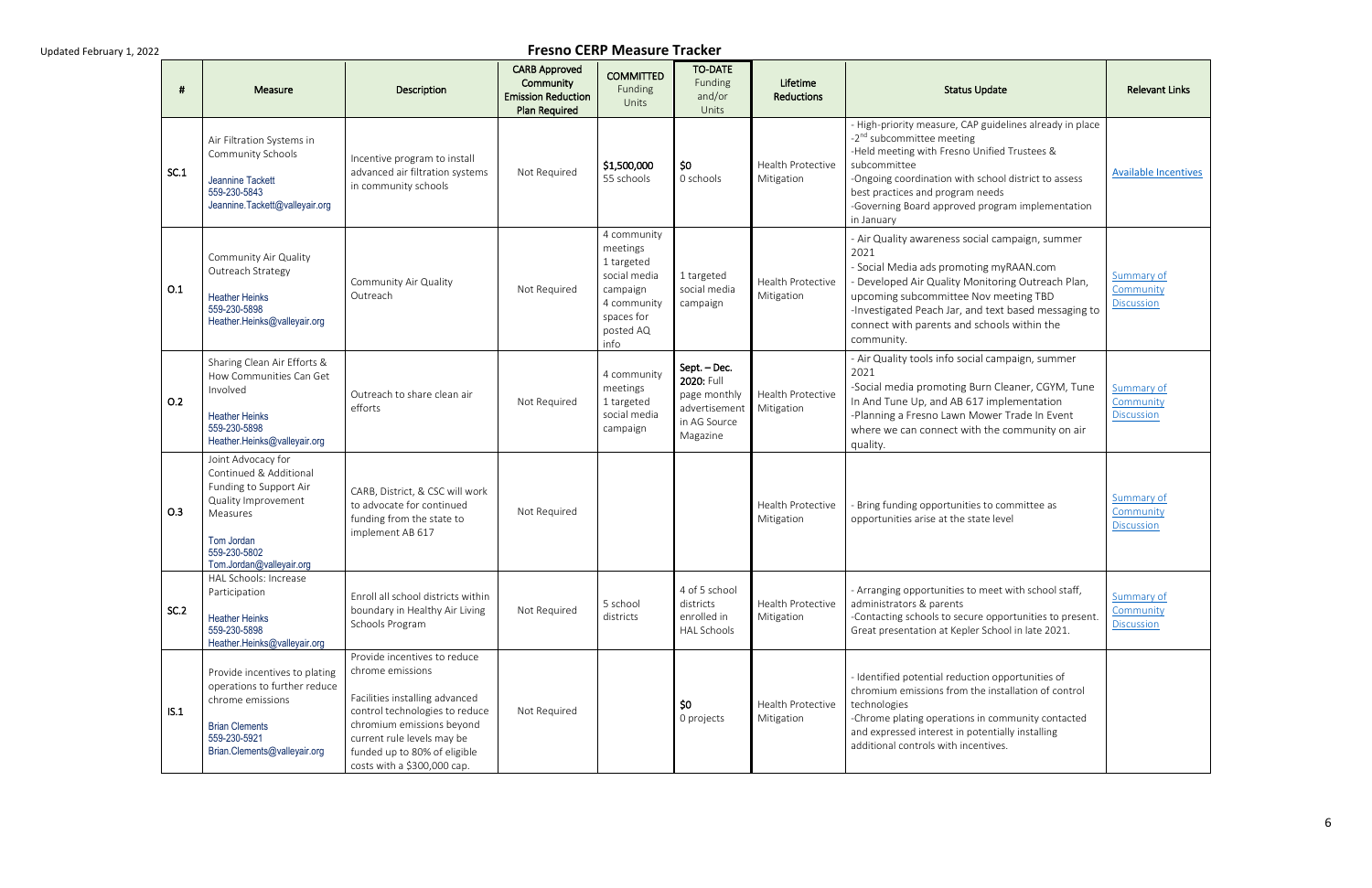Updated February 1, 2022

# Fresno CERP Measure Tracker

| # | Measure | Description | CARB Approved Community Emission Reduction Plan Required | COMMITTED Funding Units | TO-DATE Funding and/or Units | Lifetime Reductions | Status Update | Relevant Links |
|---|---|---|---|---|---|---|---|---|
| SC.1 | Air Filtration Systems in Community Schools<br>Jeannine Tackett<br>559-230-5843<br>Jeannine.Tackett@valleyair.org | Incentive program to install advanced air filtration systems in community schools | Not Required | **$1,500,000**<br>55 schools | **$0**<br>0 schools | Health Protective Mitigation | - High-priority measure, CAP guidelines already in place<br>-2[nd] subcommittee meeting<br>-Held meeting with Fresno Unified Trustees & subcommittee<br>-Ongoing coordination with school district to assess best practices and program needs<br>-Governing Board approved program implementation in January | Available Incentives |
| O.1 | Community Air Quality Outreach Strategy<br>Heather Heinks<br>559-230-5898<br>Heather.Heinks@valleyair.org | Community Air Quality Outreach | Not Required | 4 community meetings<br>1 targeted social media campaign<br>4 community spaces for posted AQ info | 1 targeted social media campaign | Health Protective Mitigation | - Air Quality awareness social campaign, summer 2021<br>- Social Media ads promoting myRAAN.com<br>- Developed Air Quality Monitoring Outreach Plan, upcoming subcommittee Nov meeting TBD<br>-Investigated Peach Jar, and text based messaging to connect with parents and schools within the community. | Summary of Community Discussion |
| O.2 | Sharing Clean Air Efforts & How Communities Can Get Involved<br>Heather Heinks<br>559-230-5898<br>Heather.Heinks@valleyair.org | Outreach to share clean air efforts | Not Required | 4 community meetings<br>1 targeted social media campaign | **Sept. – Dec. 2020:** Full page monthly advertisement in AG Source Magazine | Health Protective Mitigation | - Air Quality tools info social campaign, summer 2021<br>-Social media promoting Burn Cleaner, CGYM, Tune In And Tune Up, and AB 617 implementation<br>-Planning a Fresno Lawn Mower Trade In Event where we can connect with the community on air quality. | Summary of Community Discussion |
| O.3 | Joint Advocacy for Continued & Additional Funding to Support Air Quality Improvement Measures<br>Tom Jordan<br>559-230-5802<br>Tom.Jordan@valleyair.org | CARB, District, & CSC will work to advocate for continued funding from the state to implement AB 617 | Not Required | | | Health Protective Mitigation | - Bring funding opportunities to committee as opportunities arise at the state level | Summary of Community Discussion |
| SC.2 | HAL Schools: Increase Participation<br>Heather Heinks<br>559-230-5898<br>Heather.Heinks@valleyair.org | Enroll all school districts within boundary in Healthy Air Living Schools Program | Not Required | 5 school districts | 4 of 5 school districts enrolled in HAL Schools | Health Protective Mitigation | - Arranging opportunities to meet with school staff, administrators & parents<br>-Contacting schools to secure opportunities to present. Great presentation at Kepler School in late 2021. | Summary of Community Discussion |
| IS.1 | Provide incentives to plating operations to further reduce chrome emissions<br>Brian Clements<br>559-230-5921<br>Brian.Clements@valleyair.org | Provide incentives to reduce chrome emissions<br><br>Facilities installing advanced control technologies to reduce chromium emissions beyond current rule levels may be funded up to 80% of eligible costs with a $300,000 cap. | Not Required | | **$0**<br>0 projects | Health Protective Mitigation | - Identified potential reduction opportunities of chromium emissions from the installation of control technologies<br>-Chrome plating operations in community contacted and expressed interest in potentially installing additional controls with incentives. | |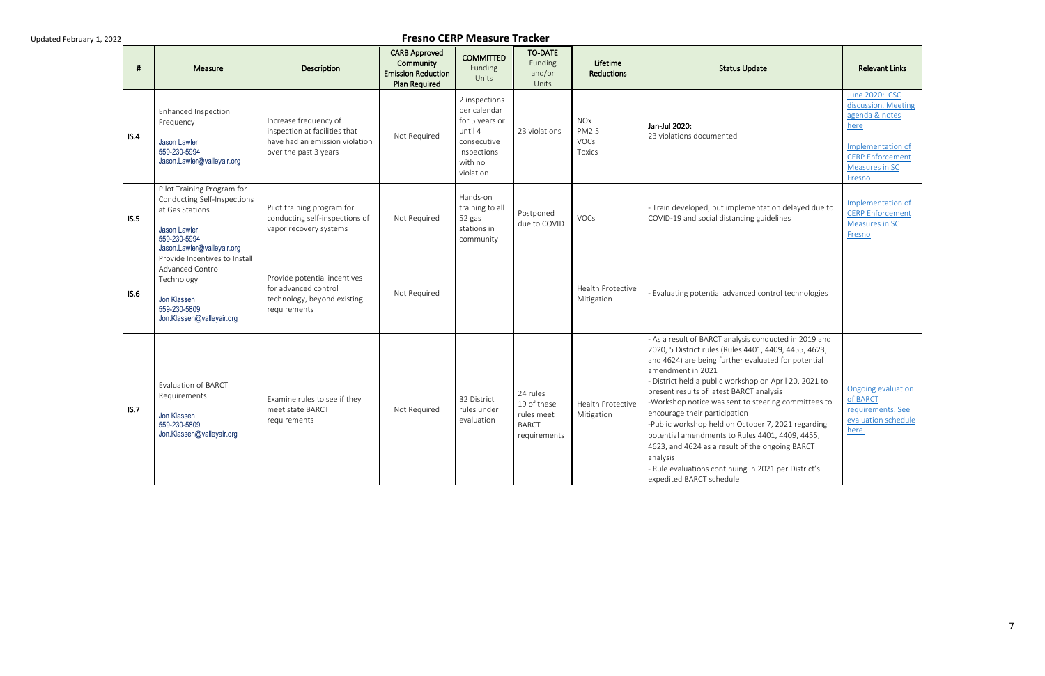Updated February 1, 2022

# Fresno CERP Measure Tracker

| # | Measure | Description | CARB Approved Community Emission Reduction Plan Required | COMMITTED Funding Units | TO-DATE Funding and/or Units | Lifetime Reductions | Status Update | Relevant Links |
|---|---|---|---|---|---|---|---|---|
| IS.4 | Enhanced Inspection Frequency<br>Jason Lawler<br>559-230-5994<br>Jason.Lawler@valleyair.org | Increase frequency of inspection at facilities that have had an emission violation over the past 3 years | Not Required | 2 inspections per calendar for 5 years or until 4 consecutive inspections with no violation | 23 violations | NOx<br>PM2.5<br>VOCs<br>Toxics | **Jan-Jul 2020:**<br>23 violations documented | June 2020: CSC discussion. Meeting agenda & notes here<br><br>Implementation of CERP Enforcement Measures in SC Fresno |
| IS.5 | Pilot Training Program for Conducting Self-Inspections at Gas Stations<br>Jason Lawler<br>559-230-5994<br>Jason.Lawler@valleyair.org | Pilot training program for conducting self-inspections of vapor recovery systems | Not Required | Hands-on training to all 52 gas stations in community | Postponed due to COVID | VOCs | - Train developed, but implementation delayed due to COVID-19 and social distancing guidelines | Implementation of CERP Enforcement Measures in SC Fresno |
| IS.6 | Provide Incentives to Install Advanced Control Technology<br>Jon Klassen<br>559-230-5809<br>Jon.Klassen@valleyair.org | Provide potential incentives for advanced control technology, beyond existing requirements | Not Required | | | Health Protective Mitigation | - Evaluating potential advanced control technologies | |
| IS.7 | Evaluation of BARCT Requirements<br>Jon Klassen<br>559-230-5809<br>Jon.Klassen@valleyair.org | Examine rules to see if they meet state BARCT requirements | Not Required | 32 District rules under evaluation | 24 rules<br>19 of these rules meet BARCT requirements | Health Protective Mitigation | - As a result of BARCT analysis conducted in 2019 and 2020, 5 District rules (Rules 4401, 4409, 4455, 4623, and 4624) are being further evaluated for potential amendment in 2021<br>- District held a public workshop on April 20, 2021 to present results of latest BARCT analysis<br>-Workshop notice was sent to steering committees to encourage their participation<br>-Public workshop held on October 7, 2021 regarding potential amendments to Rules 4401, 4409, 4455, 4623, and 4624 as a result of the ongoing BARCT analysis<br>- Rule evaluations continuing in 2021 per District's expedited BARCT schedule | Ongoing evaluation of BARCT requirements. See evaluation schedule here. |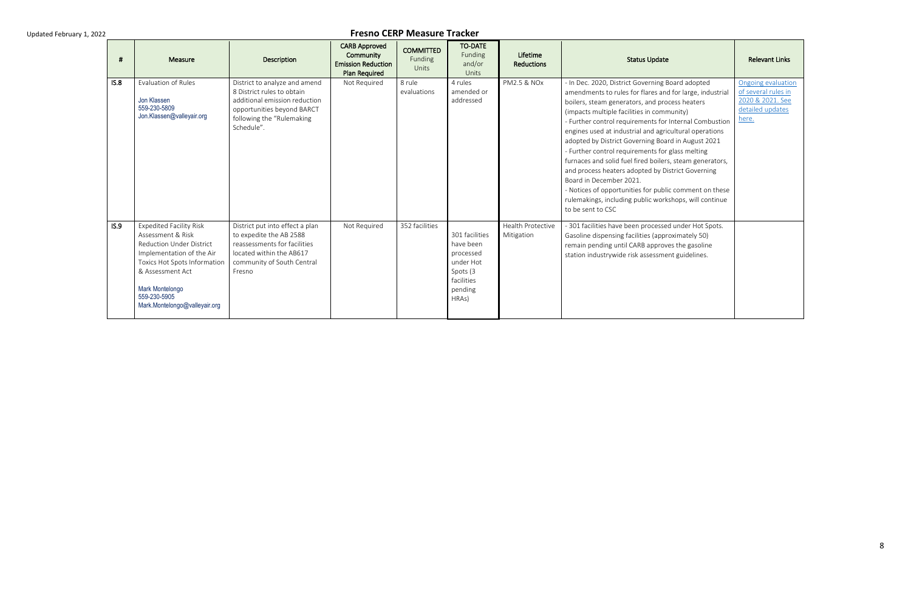Updated February 1, 2022

# Fresno CERP Measure Tracker

| # | Measure | Description | CARB Approved Community Emission Reduction Plan Required | COMMITTED Funding Units | TO-DATE Funding and/or Units | Lifetime Reductions | Status Update | Relevant Links |
|---|---|---|---|---|---|---|---|---|
| IS.8 | Evaluation of Rules<br><br>Jon Klassen<br>559-230-5809<br>Jon.Klassen@valleyair.org | District to analyze and amend 8 District rules to obtain additional emission reduction opportunities beyond BARCT following the "Rulemaking Schedule". | Not Required | 8 rule evaluations | 4 rules amended or addressed | PM2.5 & NOx | - In Dec. 2020, District Governing Board adopted amendments to rules for flares and for large, industrial boilers, steam generators, and process heaters (impacts multiple facilities in community)<br>- Further control requirements for Internal Combustion engines used at industrial and agricultural operations adopted by District Governing Board in August 2021<br>- Further control requirements for glass melting furnaces and solid fuel fired boilers, steam generators, and process heaters adopted by District Governing Board in December 2021.<br>- Notices of opportunities for public comment on these rulemakings, including public workshops, will continue to be sent to CSC | Ongoing evaluation of several rules in 2020 & 2021. See detailed updates here. |
| IS.9 | Expedited Facility Risk Assessment & Risk Reduction Under District Implementation of the Air Toxics Hot Spots Information & Assessment Act<br><br>Mark Montelongo<br>559-230-5905<br>Mark.Montelongo@valleyair.org | District put into effect a plan to expedite the AB 2588 reassessments for facilities located within the AB617 community of South Central Fresno | Not Required | 352 facilities | 301 facilities have been processed under Hot Spots (3 facilities pending HRAs) | Health Protective Mitigation | - 301 facilities have been processed under Hot Spots. Gasoline dispensing facilities (approximately 50) remain pending until CARB approves the gasoline station industrywide risk assessment guidelines. | |